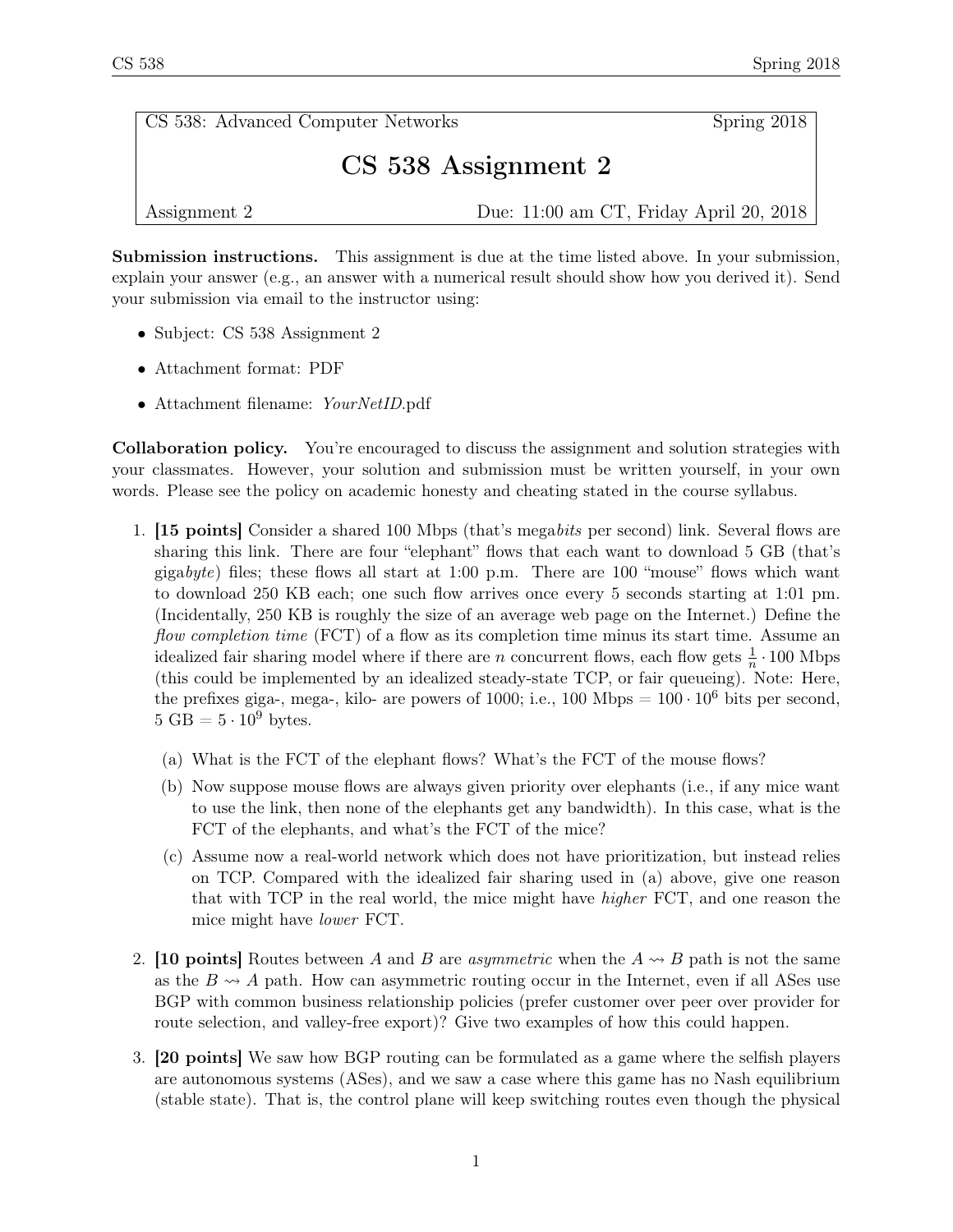| CS 538: Advanced Computer Networks | Spring 2018 |
| --- | --- |

# CS 538 Assignment 2

Assignment 2 — Due: 11:00 am CT, Friday April 20, 2018

**Submission instructions.** This assignment is due at the time listed above. In your submission, explain your answer (e.g., an answer with a numerical result should show how you derived it). Send your submission via email to the instructor using:

- Subject: CS 538 Assignment 2
- Attachment format: PDF
- Attachment filename: *YourNetID*.pdf

**Collaboration policy.** You're encouraged to discuss the assignment and solution strategies with your classmates. However, your solution and submission must be written yourself, in your own words. Please see the policy on academic honesty and cheating stated in the course syllabus.

1. **[15 points]** Consider a shared 100 Mbps (that's mega*bits* per second) link. Several flows are sharing this link. There are four "elephant" flows that each want to download 5 GB (that's giga*byte*) files; these flows all start at 1:00 p.m. There are 100 "mouse" flows which want to download 250 KB each; one such flow arrives once every 5 seconds starting at 1:01 pm. (Incidentally, 250 KB is roughly the size of an average web page on the Internet.) Define the *flow completion time* (FCT) of a flow as its completion time minus its start time. Assume an idealized fair sharing model where if there are $n$ concurrent flows, each flow gets $\frac{1}{n} \cdot 100$ Mbps (this could be implemented by an idealized steady-state TCP, or fair queueing). Note: Here, the prefixes giga-, mega-, kilo- are powers of 1000; i.e., 100 Mbps = $100 \cdot 10^6$ bits per second, 5 GB = $5 \cdot 10^9$ bytes.

   (a) What is the FCT of the elephant flows? What's the FCT of the mouse flows?

   (b) Now suppose mouse flows are always given priority over elephants (i.e., if any mice want to use the link, then none of the elephants get any bandwidth). In this case, what is the FCT of the elephants, and what's the FCT of the mice?

   (c) Assume now a real-world network which does not have prioritization, but instead relies on TCP. Compared with the idealized fair sharing used in (a) above, give one reason that with TCP in the real world, the mice might have *higher* FCT, and one reason the mice might have *lower* FCT.

2. **[10 points]** Routes between $A$ and $B$ are *asymmetric* when the $A \rightsquigarrow B$ path is not the same as the $B \rightsquigarrow A$ path. How can asymmetric routing occur in the Internet, even if all ASes use BGP with common business relationship policies (prefer customer over peer over provider for route selection, and valley-free export)? Give two examples of how this could happen.

3. **[20 points]** We saw how BGP routing can be formulated as a game where the selfish players are autonomous systems (ASes), and we saw a case where this game has no Nash equilibrium (stable state). That is, the control plane will keep switching routes even though the physical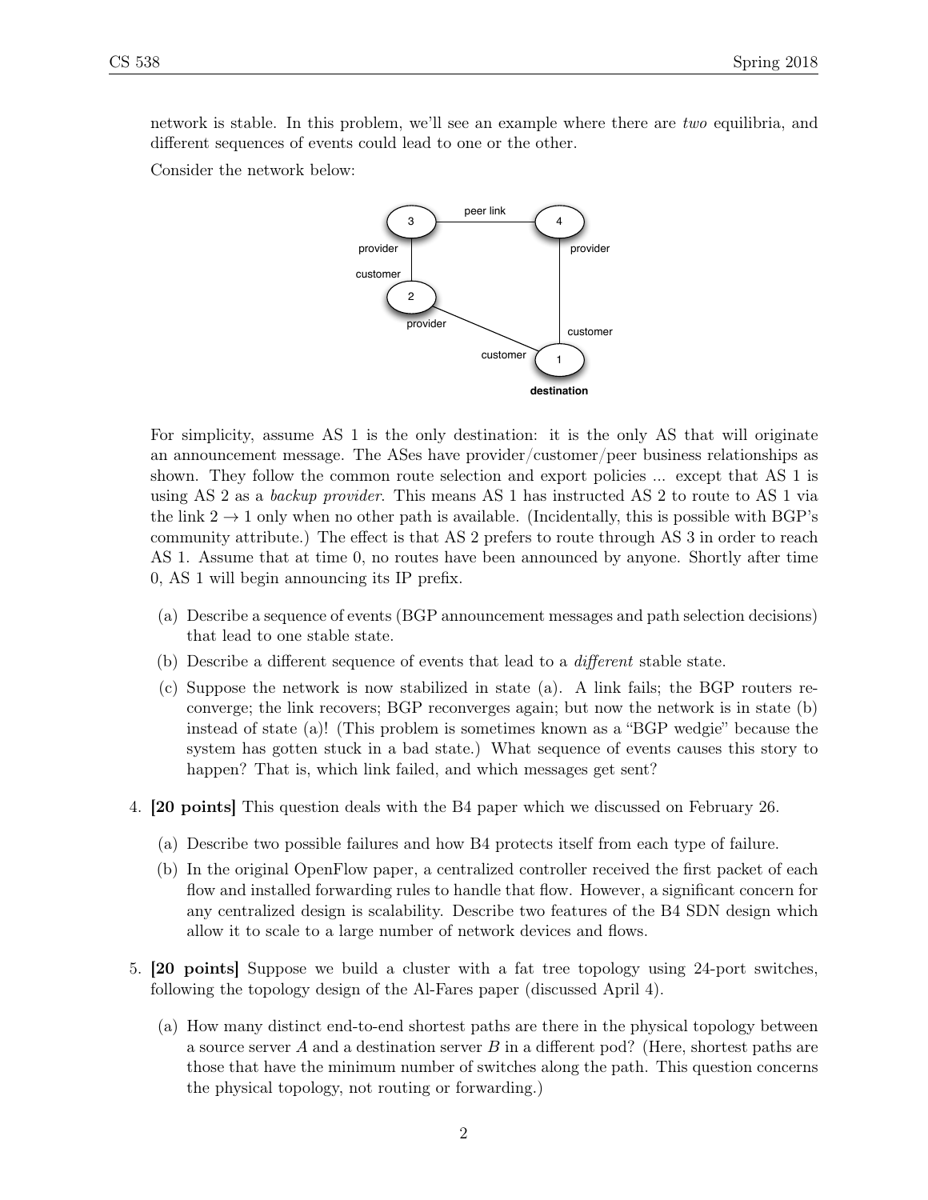network is stable. In this problem, we'll see an example where there are *two* equilibria, and different sequences of events could lead to one or the other.

Consider the network below:

For simplicity, assume AS 1 is the only destination: it is the only AS that will originate an announcement message. The ASes have provider/customer/peer business relationships as shown. They follow the common route selection and export policies ... except that AS 1 is using AS 2 as a *backup provider*. This means AS 1 has instructed AS 2 to route to AS 1 via the link $2 \to 1$ only when no other path is available. (Incidentally, this is possible with BGP's community attribute.) The effect is that AS 2 prefers to route through AS 3 in order to reach AS 1. Assume that at time 0, no routes have been announced by anyone. Shortly after time 0, AS 1 will begin announcing its IP prefix.

(a) Describe a sequence of events (BGP announcement messages and path selection decisions) that lead to one stable state.

(b) Describe a different sequence of events that lead to a *different* stable state.

(c) Suppose the network is now stabilized in state (a). A link fails; the BGP routers reconverge; the link recovers; BGP reconverges again; but now the network is in state (b) instead of state (a)! (This problem is sometimes known as a "BGP wedgie" because the system has gotten stuck in a bad state.) What sequence of events causes this story to happen? That is, which link failed, and which messages get sent?

4. **[20 points]** This question deals with the B4 paper which we discussed on February 26.

   (a) Describe two possible failures and how B4 protects itself from each type of failure.

   (b) In the original OpenFlow paper, a centralized controller received the first packet of each flow and installed forwarding rules to handle that flow. However, a significant concern for any centralized design is scalability. Describe two features of the B4 SDN design which allow it to scale to a large number of network devices and flows.

5. **[20 points]** Suppose we build a cluster with a fat tree topology using 24-port switches, following the topology design of the Al-Fares paper (discussed April 4).

   (a) How many distinct end-to-end shortest paths are there in the physical topology between a source server $A$ and a destination server $B$ in a different pod? (Here, shortest paths are those that have the minimum number of switches along the path. This question concerns the physical topology, not routing or forwarding.)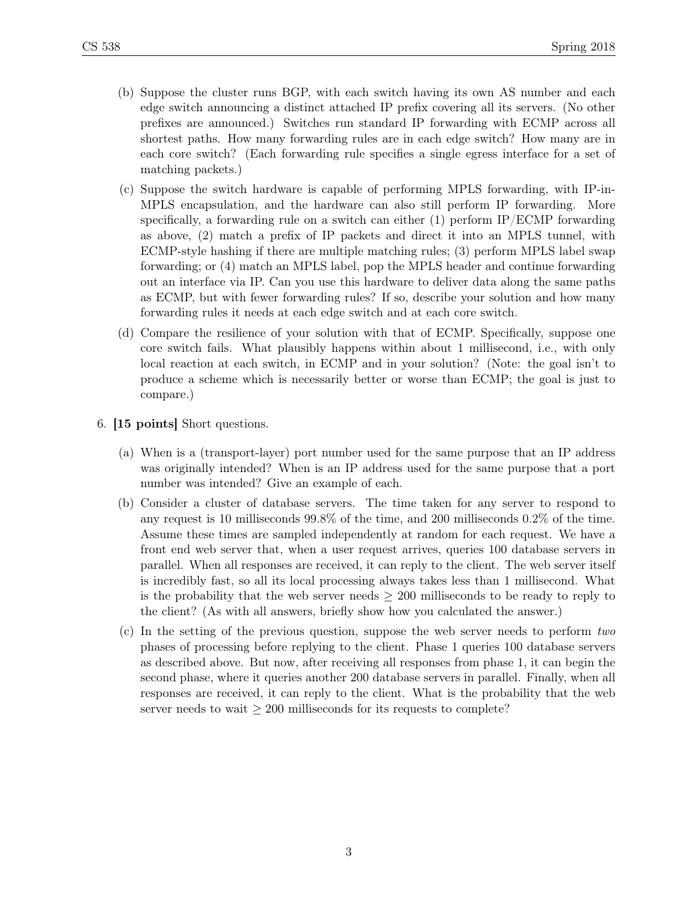(b) Suppose the cluster runs BGP, with each switch having its own AS number and each edge switch announcing a distinct attached IP prefix covering all its servers. (No other prefixes are announced.) Switches run standard IP forwarding with ECMP across all shortest paths. How many forwarding rules are in each edge switch? How many are in each core switch? (Each forwarding rule specifies a single egress interface for a set of matching packets.)

(c) Suppose the switch hardware is capable of performing MPLS forwarding, with IP-in-MPLS encapsulation, and the hardware can also still perform IP forwarding. More specifically, a forwarding rule on a switch can either (1) perform IP/ECMP forwarding as above, (2) match a prefix of IP packets and direct it into an MPLS tunnel, with ECMP-style hashing if there are multiple matching rules; (3) perform MPLS label swap forwarding; or (4) match an MPLS label, pop the MPLS header and continue forwarding out an interface via IP. Can you use this hardware to deliver data along the same paths as ECMP, but with fewer forwarding rules? If so, describe your solution and how many forwarding rules it needs at each edge switch and at each core switch.

(d) Compare the resilience of your solution with that of ECMP. Specifically, suppose one core switch fails. What plausibly happens within about 1 millisecond, i.e., with only local reaction at each switch, in ECMP and in your solution? (Note: the goal isn't to produce a scheme which is necessarily better or worse than ECMP; the goal is just to compare.)

6. **[15 points]** Short questions.

(a) When is a (transport-layer) port number used for the same purpose that an IP address was originally intended? When is an IP address used for the same purpose that a port number was intended? Give an example of each.

(b) Consider a cluster of database servers. The time taken for any server to respond to any request is 10 milliseconds 99.8% of the time, and 200 milliseconds 0.2% of the time. Assume these times are sampled independently at random for each request. We have a front end web server that, when a user request arrives, queries 100 database servers in parallel. When all responses are received, it can reply to the client. The web server itself is incredibly fast, so all its local processing always takes less than 1 millisecond. What is the probability that the web server needs $\geq 200$ milliseconds to be ready to reply to the client? (As with all answers, briefly show how you calculated the answer.)

(c) In the setting of the previous question, suppose the web server needs to perform *two* phases of processing before replying to the client. Phase 1 queries 100 database servers as described above. But now, after receiving all responses from phase 1, it can begin the second phase, where it queries another 200 database servers in parallel. Finally, when all responses are received, it can reply to the client. What is the probability that the web server needs to wait $\geq 200$ milliseconds for its requests to complete?